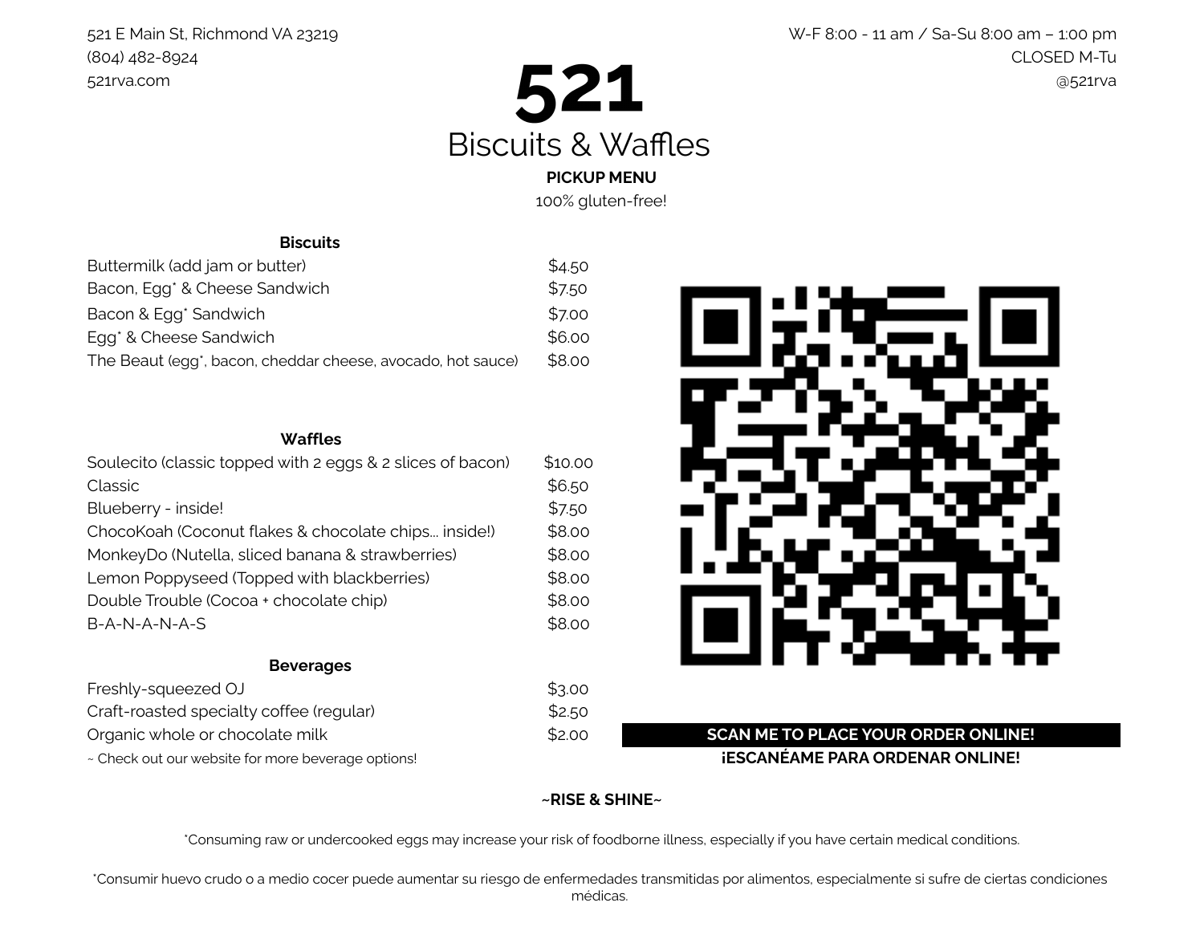521 E Main St, Richmond VA 23219
(804) 482-8924
521rva.com

W-F 8:00 - 11 am / Sa-Su 8:00 am – 1:00 pm
CLOSED M-Tu
@521rva

# 521

## Biscuits & Waffles

**PICKUP MENU**

100% gluten-free!

### Biscuits

| Item | Price |
| --- | --- |
| Buttermilk (add jam or butter) | $4.50 |
| Bacon, Egg* & Cheese Sandwich | $7.50 |
| Bacon & Egg* Sandwich | $7.00 |
| Egg* & Cheese Sandwich | $6.00 |
| The Beaut (egg*, bacon, cheddar cheese, avocado, hot sauce) | $8.00 |

### Waffles

| Item | Price |
| --- | --- |
| Soulecito (classic topped with 2 eggs & 2 slices of bacon) | $10.00 |
| Classic | $6.50 |
| Blueberry - inside! | $7.50 |
| ChocoKoah (Coconut flakes & chocolate chips… inside!) | $8.00 |
| MonkeyDo (Nutella, sliced banana & strawberries) | $8.00 |
| Lemon Poppyseed (Topped with blackberries) | $8.00 |
| Double Trouble (Cocoa + chocolate chip) | $8.00 |
| B-A-N-A-N-A-S | $8.00 |

### Beverages

| Item | Price |
| --- | --- |
| Freshly-squeezed OJ | $3.00 |
| Craft-roasted specialty coffee (regular) | $2.50 |
| Organic whole or chocolate milk | $2.00 |

~ Check out our website for more beverage options!

**SCAN ME TO PLACE YOUR ORDER ONLINE!**

**¡ESCANÉAME PARA ORDENAR ONLINE!**

**~RISE & SHINE~**

*Consuming raw or undercooked eggs may increase your risk of foodborne illness, especially if you have certain medical conditions.

*Consumir huevo crudo o a medio cocer puede aumentar su riesgo de enfermedades transmitidas por alimentos, especialmente si sufre de ciertas condiciones médicas.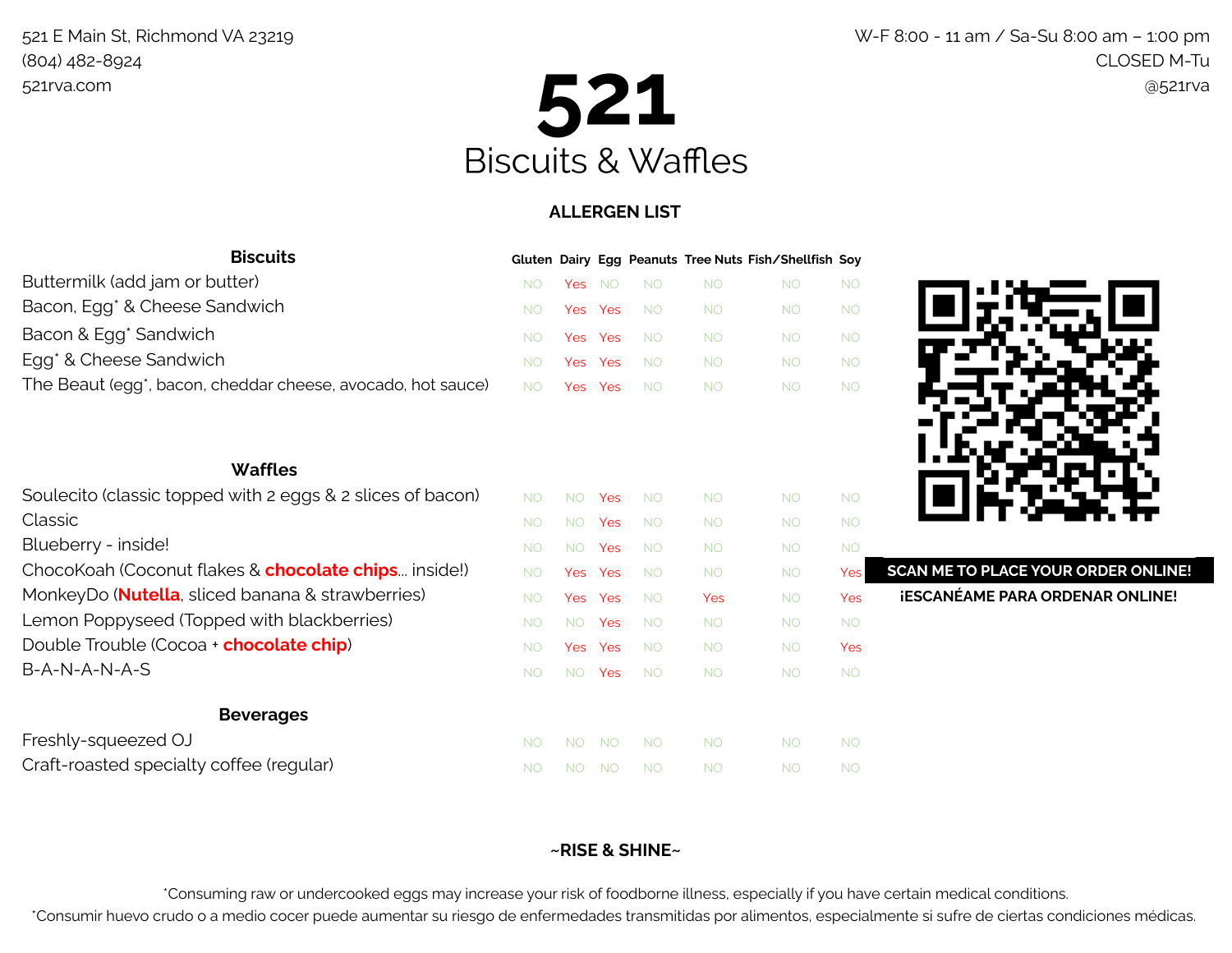521 E Main St, Richmond VA 23219
(804) 482-8924
521rva.com

W-F 8:00 - 11 am / Sa-Su 8:00 am – 1:00 pm
CLOSED M-Tu
@521rva

# 521

## Biscuits & Waffles

### ALLERGEN LIST

| Biscuits | Gluten | Dairy | Egg | Peanuts | Tree Nuts | Fish/Shellfish | Soy |
|---|---|---|---|---|---|---|---|
| Buttermilk (add jam or butter) | NO | Yes | NO | NO | NO | NO | NO |
| Bacon, Egg* & Cheese Sandwich | NO | Yes | Yes | NO | NO | NO | NO |
| Bacon & Egg* Sandwich | NO | Yes | Yes | NO | NO | NO | NO |
| Egg* & Cheese Sandwich | NO | Yes | Yes | NO | NO | NO | NO |
| The Beaut (egg*, bacon, cheddar cheese, avocado, hot sauce) | NO | Yes | Yes | NO | NO | NO | NO |

| Waffles | Gluten | Dairy | Egg | Peanuts | Tree Nuts | Fish/Shellfish | Soy |
|---|---|---|---|---|---|---|---|
| Soulecito (classic topped with 2 eggs & 2 slices of bacon) | NO | NO | Yes | NO | NO | NO | NO |
| Classic | NO | NO | Yes | NO | NO | NO | NO |
| Blueberry - inside! | NO | NO | Yes | NO | NO | NO | NO |
| ChocoKoah (Coconut flakes & **chocolate chips**... inside!) | NO | Yes | Yes | NO | NO | NO | Yes |
| MonkeyDo (**Nutella**, sliced banana & strawberries) | NO | Yes | Yes | NO | Yes | NO | Yes |
| Lemon Poppyseed (Topped with blackberries) | NO | NO | Yes | NO | NO | NO | NO |
| Double Trouble (Cocoa + **chocolate chip**) | NO | Yes | Yes | NO | NO | NO | Yes |
| B-A-N-A-N-A-S | NO | NO | Yes | NO | NO | NO | NO |

| Beverages | Gluten | Dairy | Egg | Peanuts | Tree Nuts | Fish/Shellfish | Soy |
|---|---|---|---|---|---|---|---|
| Freshly-squeezed OJ | NO | NO | NO | NO | NO | NO | NO |
| Craft-roasted specialty coffee (regular) | NO | NO | NO | NO | NO | NO | NO |

**SCAN ME TO PLACE YOUR ORDER ONLINE!**

**¡ESCANÉAME PARA ORDENAR ONLINE!**

**~RISE & SHINE~**

*Consuming raw or undercooked eggs may increase your risk of foodborne illness, especially if you have certain medical conditions.

*Consumir huevo crudo o a medio cocer puede aumentar su riesgo de enfermedades transmitidas por alimentos, especialmente si sufre de ciertas condiciones médicas.